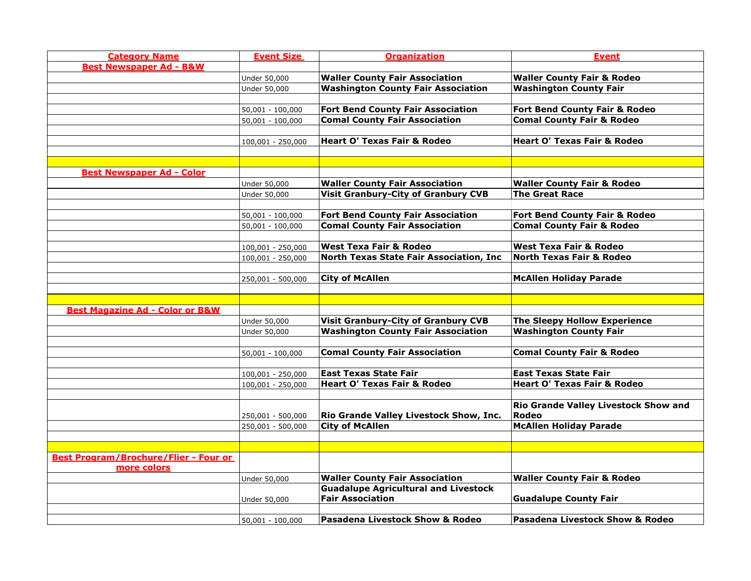| Category Name | Event Size | Organization | Event |
|---|---|---|---|
| **Best Newspaper Ad - B&W** | | | |
| | Under 50,000 | **Waller County Fair Association** | **Waller County Fair & Rodeo** |
| | Under 50,000 | **Washington County Fair Association** | **Washington County Fair** |
| | | | |
| | 50,001 - 100,000 | **Fort Bend County Fair Association** | **Fort Bend County Fair & Rodeo** |
| | 50,001 - 100,000 | **Comal County Fair Association** | **Comal County Fair & Rodeo** |
| | | | |
| | 100,001 - 250,000 | **Heart O' Texas Fair & Rodeo** | **Heart O' Texas Fair & Rodeo** |
| | | | |
| | | | |
| **Best Newspaper Ad - Color** | | | |
| | Under 50,000 | **Waller County Fair Association** | **Waller County Fair & Rodeo** |
| | Under 50,000 | **Visit Granbury-City of Granbury CVB** | **The Great Race** |
| | | | |
| | 50,001 - 100,000 | **Fort Bend County Fair Association** | **Fort Bend County Fair & Rodeo** |
| | 50,001 - 100,000 | **Comal County Fair Association** | **Comal County Fair & Rodeo** |
| | | | |
| | 100,001 - 250,000 | **West Texa Fair & Rodeo** | **West Texa Fair & Rodeo** |
| | 100,001 - 250,000 | **North Texas State Fair Association, Inc** | **North Texas Fair & Rodeo** |
| | | | |
| | 250,001 - 500,000 | **City of McAllen** | **McAllen Holiday Parade** |
| | | | |
| | | | |
| **Best Magazine Ad - Color or B&W** | | | |
| | Under 50,000 | **Visit Granbury-City of Granbury CVB** | **The Sleepy Hollow Experience** |
| | Under 50,000 | **Washington County Fair Association** | **Washington County Fair** |
| | | | |
| | 50,001 - 100,000 | **Comal County Fair Association** | **Comal County Fair & Rodeo** |
| | | | |
| | 100,001 - 250,000 | **East Texas State Fair** | **East Texas State Fair** |
| | 100,001 - 250,000 | **Heart O' Texas Fair & Rodeo** | **Heart O' Texas Fair & Rodeo** |
| | | | |
| | 250,001 - 500,000 | **Rio Grande Valley Livestock Show, Inc.** | **Rio Grande Valley Livestock Show and Rodeo** |
| | 250,001 - 500,000 | **City of McAllen** | **McAllen Holiday Parade** |
| | | | |
| | | | |
| **Best Program/Brochure/Flier - Four or more colors** | | | |
| | Under 50,000 | **Waller County Fair Association** | **Waller County Fair & Rodeo** |
| | Under 50,000 | **Guadalupe Agricultural and Livestock Fair Association** | **Guadalupe County Fair** |
| | | | |
| | 50,001 - 100,000 | **Pasadena Livestock Show & Rodeo** | **Pasadena Livestock Show & Rodeo** |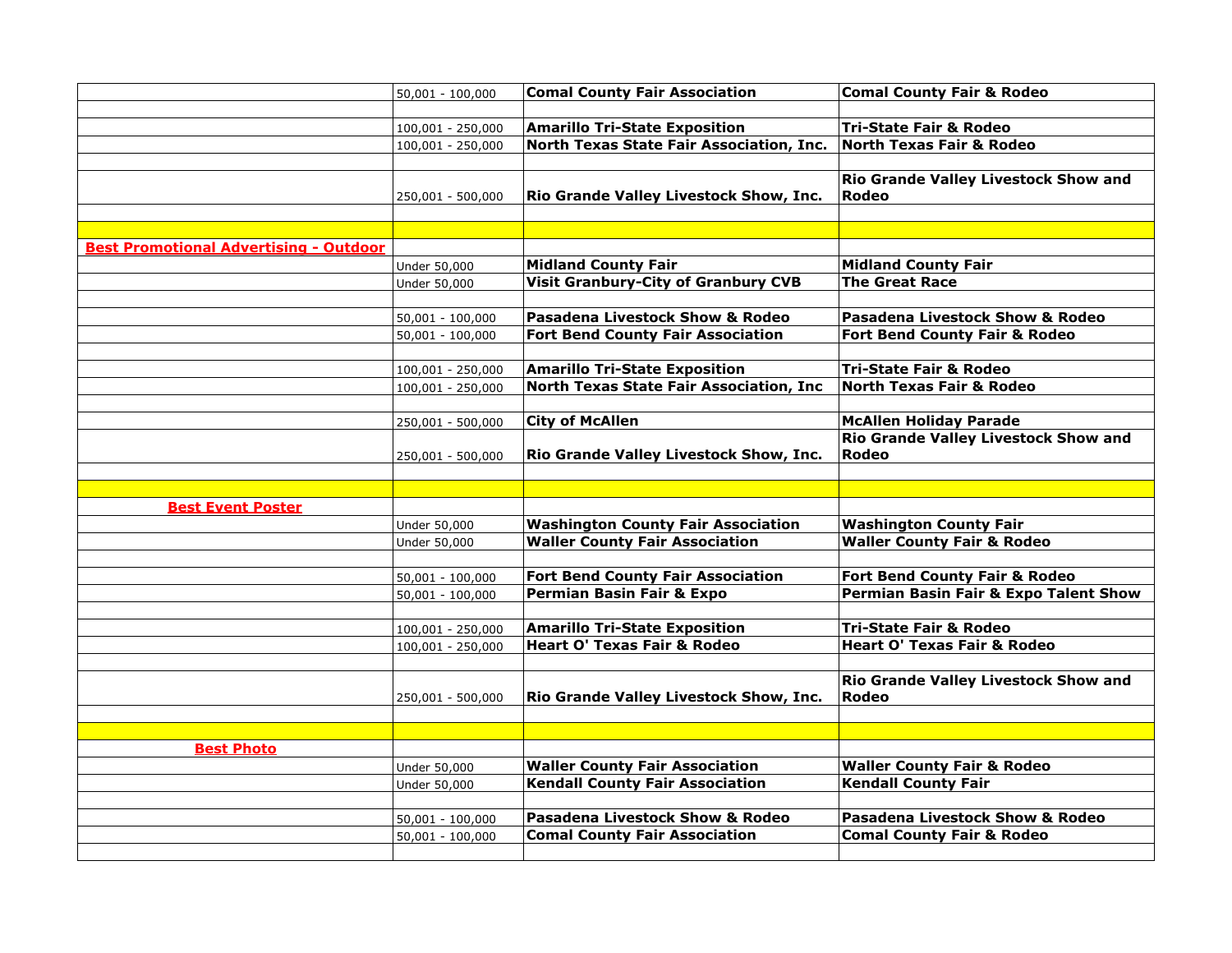| | | | |
|---|---|---|---|
| | 50,001 - 100,000 | **Comal County Fair Association** | **Comal County Fair & Rodeo** |
| | | | |
| | 100,001 - 250,000 | **Amarillo Tri-State Exposition** | **Tri-State Fair & Rodeo** |
| | 100,001 - 250,000 | **North Texas State Fair Association, Inc.** | **North Texas Fair & Rodeo** |
| | | | |
| | 250,001 - 500,000 | **Rio Grande Valley Livestock Show, Inc.** | **Rio Grande Valley Livestock Show and Rodeo** |
| | | | |
| | | | |
| **Best Promotional Advertising - Outdoor** | | | |
| | Under 50,000 | **Midland County Fair** | **Midland County Fair** |
| | Under 50,000 | **Visit Granbury-City of Granbury CVB** | **The Great Race** |
| | | | |
| | 50,001 - 100,000 | **Pasadena Livestock Show & Rodeo** | **Pasadena Livestock Show & Rodeo** |
| | 50,001 - 100,000 | **Fort Bend County Fair Association** | **Fort Bend County Fair & Rodeo** |
| | | | |
| | 100,001 - 250,000 | **Amarillo Tri-State Exposition** | **Tri-State Fair & Rodeo** |
| | 100,001 - 250,000 | **North Texas State Fair Association, Inc** | **North Texas Fair & Rodeo** |
| | | | |
| | 250,001 - 500,000 | **City of McAllen** | **McAllen Holiday Parade** |
| | 250,001 - 500,000 | **Rio Grande Valley Livestock Show, Inc.** | **Rio Grande Valley Livestock Show and Rodeo** |
| | | | |
| | | | |
| **Best Event Poster** | | | |
| | Under 50,000 | **Washington County Fair Association** | **Washington County Fair** |
| | Under 50,000 | **Waller County Fair Association** | **Waller County Fair & Rodeo** |
| | | | |
| | 50,001 - 100,000 | **Fort Bend County Fair Association** | **Fort Bend County Fair & Rodeo** |
| | 50,001 - 100,000 | **Permian Basin Fair & Expo** | **Permian Basin Fair & Expo Talent Show** |
| | | | |
| | 100,001 - 250,000 | **Amarillo Tri-State Exposition** | **Tri-State Fair & Rodeo** |
| | 100,001 - 250,000 | **Heart O' Texas Fair & Rodeo** | **Heart O' Texas Fair & Rodeo** |
| | | | |
| | 250,001 - 500,000 | **Rio Grande Valley Livestock Show, Inc.** | **Rio Grande Valley Livestock Show and Rodeo** |
| | | | |
| | | | |
| **Best Photo** | | | |
| | Under 50,000 | **Waller County Fair Association** | **Waller County Fair & Rodeo** |
| | Under 50,000 | **Kendall County Fair Association** | **Kendall County Fair** |
| | | | |
| | 50,001 - 100,000 | **Pasadena Livestock Show & Rodeo** | **Pasadena Livestock Show & Rodeo** |
| | 50,001 - 100,000 | **Comal County Fair Association** | **Comal County Fair & Rodeo** |
| | | | |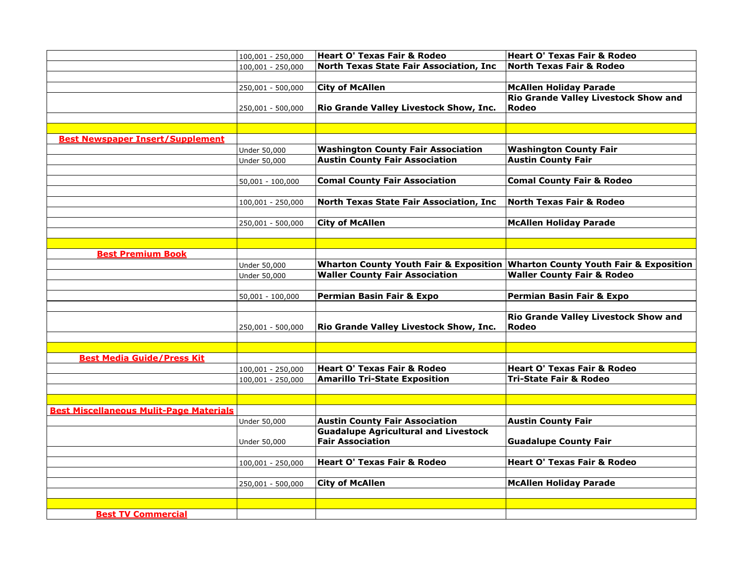| | | | |
|---|---|---|---|
| | 100,001 - 250,000 | **Heart O' Texas Fair & Rodeo** | **Heart O' Texas Fair & Rodeo** |
| | 100,001 - 250,000 | **North Texas State Fair Association, Inc** | **North Texas Fair & Rodeo** |
| | | | |
| | 250,001 - 500,000 | **City of McAllen** | **McAllen Holiday Parade** |
| | 250,001 - 500,000 | **Rio Grande Valley Livestock Show, Inc.** | **Rio Grande Valley Livestock Show and Rodeo** |
| | | | |
| | | | |
| **Best Newspaper Insert/Supplement** | | | |
| | Under 50,000 | **Washington County Fair Association** | **Washington County Fair** |
| | Under 50,000 | **Austin County Fair Association** | **Austin County Fair** |
| | | | |
| | 50,001 - 100,000 | **Comal County Fair Association** | **Comal County Fair & Rodeo** |
| | | | |
| | 100,001 - 250,000 | **North Texas State Fair Association, Inc** | **North Texas Fair & Rodeo** |
| | | | |
| | 250,001 - 500,000 | **City of McAllen** | **McAllen Holiday Parade** |
| | | | |
| | | | |
| **Best Premium Book** | | | |
| | Under 50,000 | **Wharton County Youth Fair & Exposition** | **Wharton County Youth Fair & Exposition** |
| | Under 50,000 | **Waller County Fair Association** | **Waller County Fair & Rodeo** |
| | | | |
| | 50,001 - 100,000 | **Permian Basin Fair & Expo** | **Permian Basin Fair & Expo** |
| | | | |
| | 250,001 - 500,000 | **Rio Grande Valley Livestock Show, Inc.** | **Rio Grande Valley Livestock Show and Rodeo** |
| | | | |
| | | | |
| **Best Media Guide/Press Kit** | | | |
| | 100,001 - 250,000 | **Heart O' Texas Fair & Rodeo** | **Heart O' Texas Fair & Rodeo** |
| | 100,001 - 250,000 | **Amarillo Tri-State Exposition** | **Tri-State Fair & Rodeo** |
| | | | |
| | | | |
| **Best Miscellaneous Mulit-Page Materials** | | | |
| | Under 50,000 | **Austin County Fair Association** | **Austin County Fair** |
| | Under 50,000 | **Guadalupe Agricultural and Livestock Fair Association** | **Guadalupe County Fair** |
| | | | |
| | 100,001 - 250,000 | **Heart O' Texas Fair & Rodeo** | **Heart O' Texas Fair & Rodeo** |
| | | | |
| | 250,001 - 500,000 | **City of McAllen** | **McAllen Holiday Parade** |
| | | | |
| | | | |
| **Best TV Commercial** | | | |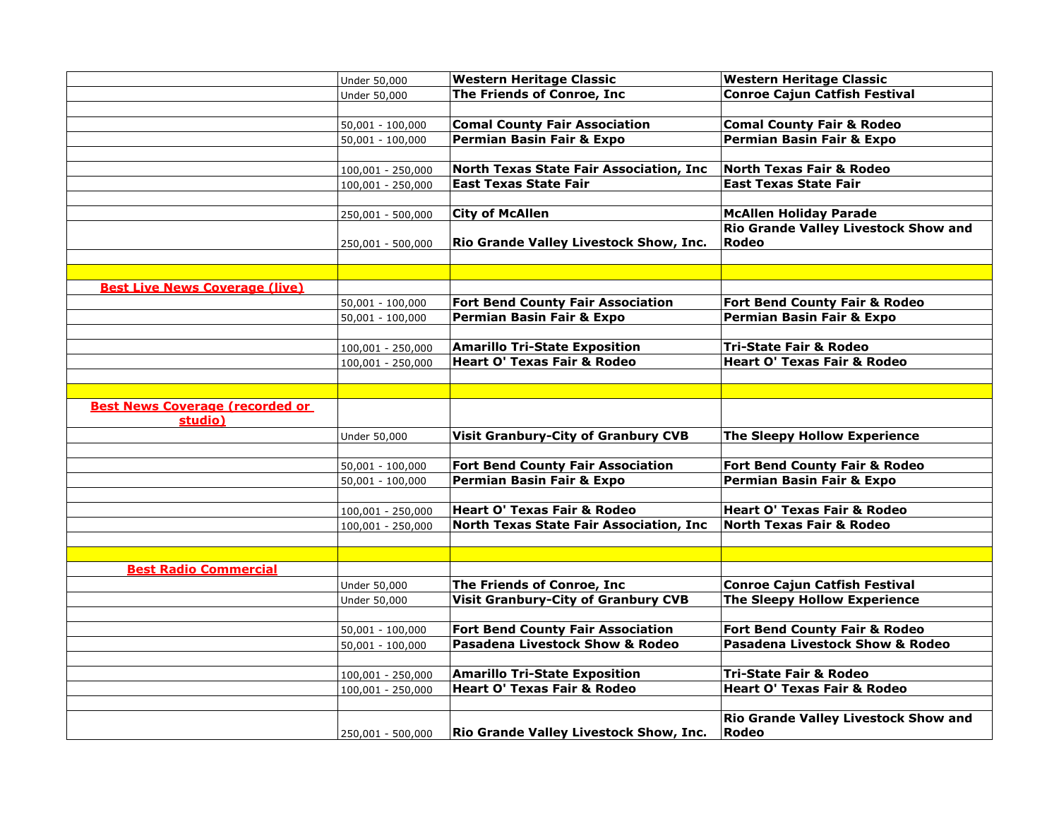| | | | |
|---|---|---|---|
| | Under 50,000 | **Western Heritage Classic** | **Western Heritage Classic** |
| | Under 50,000 | **The Friends of Conroe, Inc** | **Conroe Cajun Catfish Festival** |
| | | | |
| | 50,001 - 100,000 | **Comal County Fair Association** | **Comal County Fair & Rodeo** |
| | 50,001 - 100,000 | **Permian Basin Fair & Expo** | **Permian Basin Fair & Expo** |
| | | | |
| | 100,001 - 250,000 | **North Texas State Fair Association, Inc** | **North Texas Fair & Rodeo** |
| | 100,001 - 250,000 | **East Texas State Fair** | **East Texas State Fair** |
| | | | |
| | 250,001 - 500,000 | **City of McAllen** | **McAllen Holiday Parade** |
| | 250,001 - 500,000 | **Rio Grande Valley Livestock Show, Inc.** | **Rio Grande Valley Livestock Show and Rodeo** |
| | | | |
| | | | |
| **Best Live News Coverage (live)** | | | |
| | 50,001 - 100,000 | **Fort Bend County Fair Association** | **Fort Bend County Fair & Rodeo** |
| | 50,001 - 100,000 | **Permian Basin Fair & Expo** | **Permian Basin Fair & Expo** |
| | | | |
| | 100,001 - 250,000 | **Amarillo Tri-State Exposition** | **Tri-State Fair & Rodeo** |
| | 100,001 - 250,000 | **Heart O' Texas Fair & Rodeo** | **Heart O' Texas Fair & Rodeo** |
| | | | |
| | | | |
| **Best News Coverage (recorded or studio)** | | | |
| | Under 50,000 | **Visit Granbury-City of Granbury CVB** | **The Sleepy Hollow Experience** |
| | | | |
| | 50,001 - 100,000 | **Fort Bend County Fair Association** | **Fort Bend County Fair & Rodeo** |
| | 50,001 - 100,000 | **Permian Basin Fair & Expo** | **Permian Basin Fair & Expo** |
| | | | |
| | 100,001 - 250,000 | **Heart O' Texas Fair & Rodeo** | **Heart O' Texas Fair & Rodeo** |
| | 100,001 - 250,000 | **North Texas State Fair Association, Inc** | **North Texas Fair & Rodeo** |
| | | | |
| | | | |
| **Best Radio Commercial** | | | |
| | Under 50,000 | **The Friends of Conroe, Inc** | **Conroe Cajun Catfish Festival** |
| | Under 50,000 | **Visit Granbury-City of Granbury CVB** | **The Sleepy Hollow Experience** |
| | | | |
| | 50,001 - 100,000 | **Fort Bend County Fair Association** | **Fort Bend County Fair & Rodeo** |
| | 50,001 - 100,000 | **Pasadena Livestock Show & Rodeo** | **Pasadena Livestock Show & Rodeo** |
| | | | |
| | 100,001 - 250,000 | **Amarillo Tri-State Exposition** | **Tri-State Fair & Rodeo** |
| | 100,001 - 250,000 | **Heart O' Texas Fair & Rodeo** | **Heart O' Texas Fair & Rodeo** |
| | | | |
| | 250,001 - 500,000 | **Rio Grande Valley Livestock Show, Inc.** | **Rio Grande Valley Livestock Show and Rodeo** |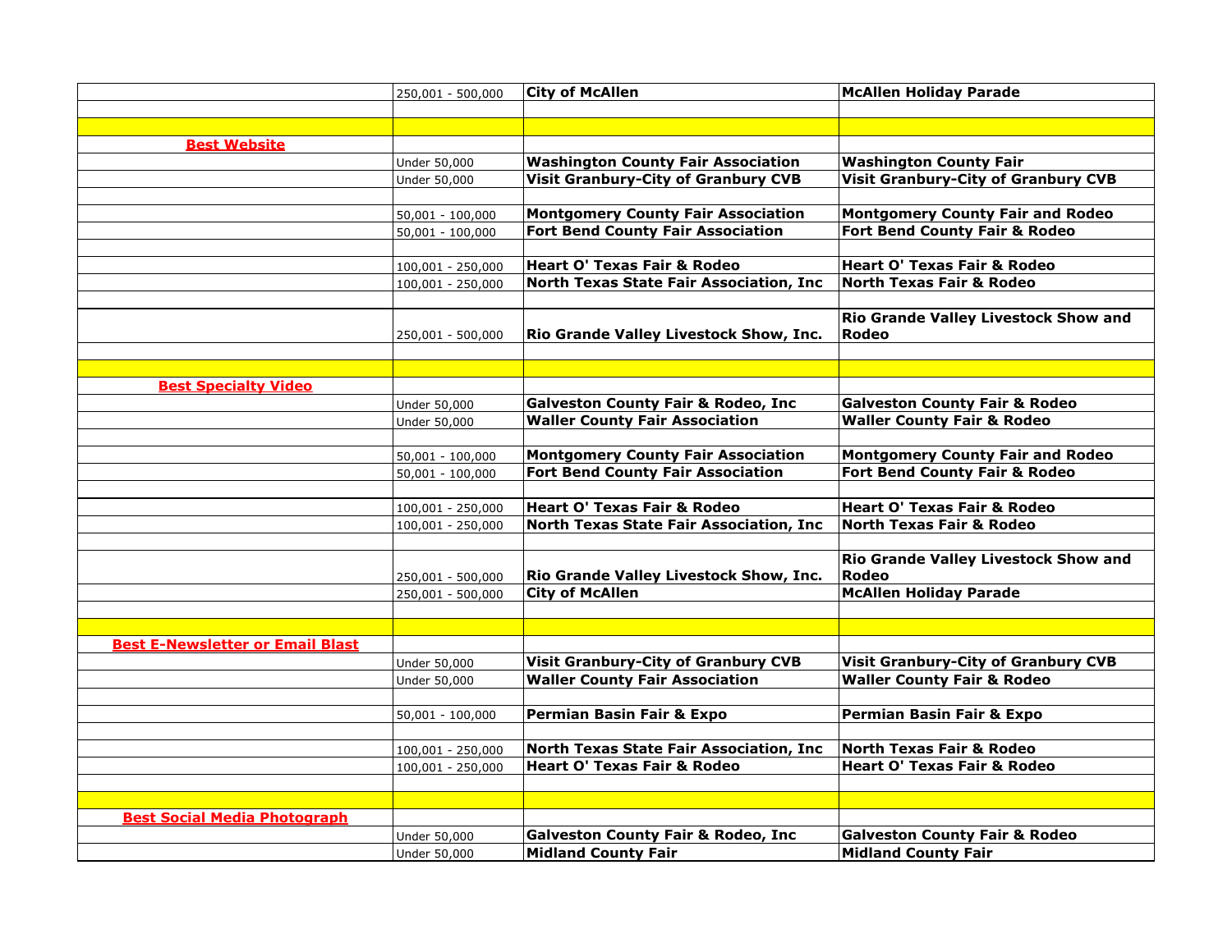| | | | |
|---|---|---|---|
| | 250,001 - 500,000 | **City of McAllen** | **McAllen Holiday Parade** |
| | | | |
| | | | |
| **Best Website** | | | |
| | Under 50,000 | **Washington County Fair Association** | **Washington County Fair** |
| | Under 50,000 | **Visit Granbury-City of Granbury CVB** | **Visit Granbury-City of Granbury CVB** |
| | | | |
| | 50,001 - 100,000 | **Montgomery County Fair Association** | **Montgomery County Fair and Rodeo** |
| | 50,001 - 100,000 | **Fort Bend County Fair Association** | **Fort Bend County Fair & Rodeo** |
| | | | |
| | 100,001 - 250,000 | **Heart O' Texas Fair & Rodeo** | **Heart O' Texas Fair & Rodeo** |
| | 100,001 - 250,000 | **North Texas State Fair Association, Inc** | **North Texas Fair & Rodeo** |
| | | | |
| | 250,001 - 500,000 | **Rio Grande Valley Livestock Show, Inc.** | **Rio Grande Valley Livestock Show and Rodeo** |
| | | | |
| | | | |
| **Best Specialty Video** | | | |
| | Under 50,000 | **Galveston County Fair & Rodeo, Inc** | **Galveston County Fair & Rodeo** |
| | Under 50,000 | **Waller County Fair Association** | **Waller County Fair & Rodeo** |
| | | | |
| | 50,001 - 100,000 | **Montgomery County Fair Association** | **Montgomery County Fair and Rodeo** |
| | 50,001 - 100,000 | **Fort Bend County Fair Association** | **Fort Bend County Fair & Rodeo** |
| | | | |
| | 100,001 - 250,000 | **Heart O' Texas Fair & Rodeo** | **Heart O' Texas Fair & Rodeo** |
| | 100,001 - 250,000 | **North Texas State Fair Association, Inc** | **North Texas Fair & Rodeo** |
| | | | |
| | 250,001 - 500,000 | **Rio Grande Valley Livestock Show, Inc.** | **Rio Grande Valley Livestock Show and Rodeo** |
| | 250,001 - 500,000 | **City of McAllen** | **McAllen Holiday Parade** |
| | | | |
| | | | |
| **Best E-Newsletter or Email Blast** | | | |
| | Under 50,000 | **Visit Granbury-City of Granbury CVB** | **Visit Granbury-City of Granbury CVB** |
| | Under 50,000 | **Waller County Fair Association** | **Waller County Fair & Rodeo** |
| | | | |
| | 50,001 - 100,000 | **Permian Basin Fair & Expo** | **Permian Basin Fair & Expo** |
| | | | |
| | 100,001 - 250,000 | **North Texas State Fair Association, Inc** | **North Texas Fair & Rodeo** |
| | 100,001 - 250,000 | **Heart O' Texas Fair & Rodeo** | **Heart O' Texas Fair & Rodeo** |
| | | | |
| | | | |
| **Best Social Media Photograph** | | | |
| | Under 50,000 | **Galveston County Fair & Rodeo, Inc** | **Galveston County Fair & Rodeo** |
| | Under 50,000 | **Midland County Fair** | **Midland County Fair** |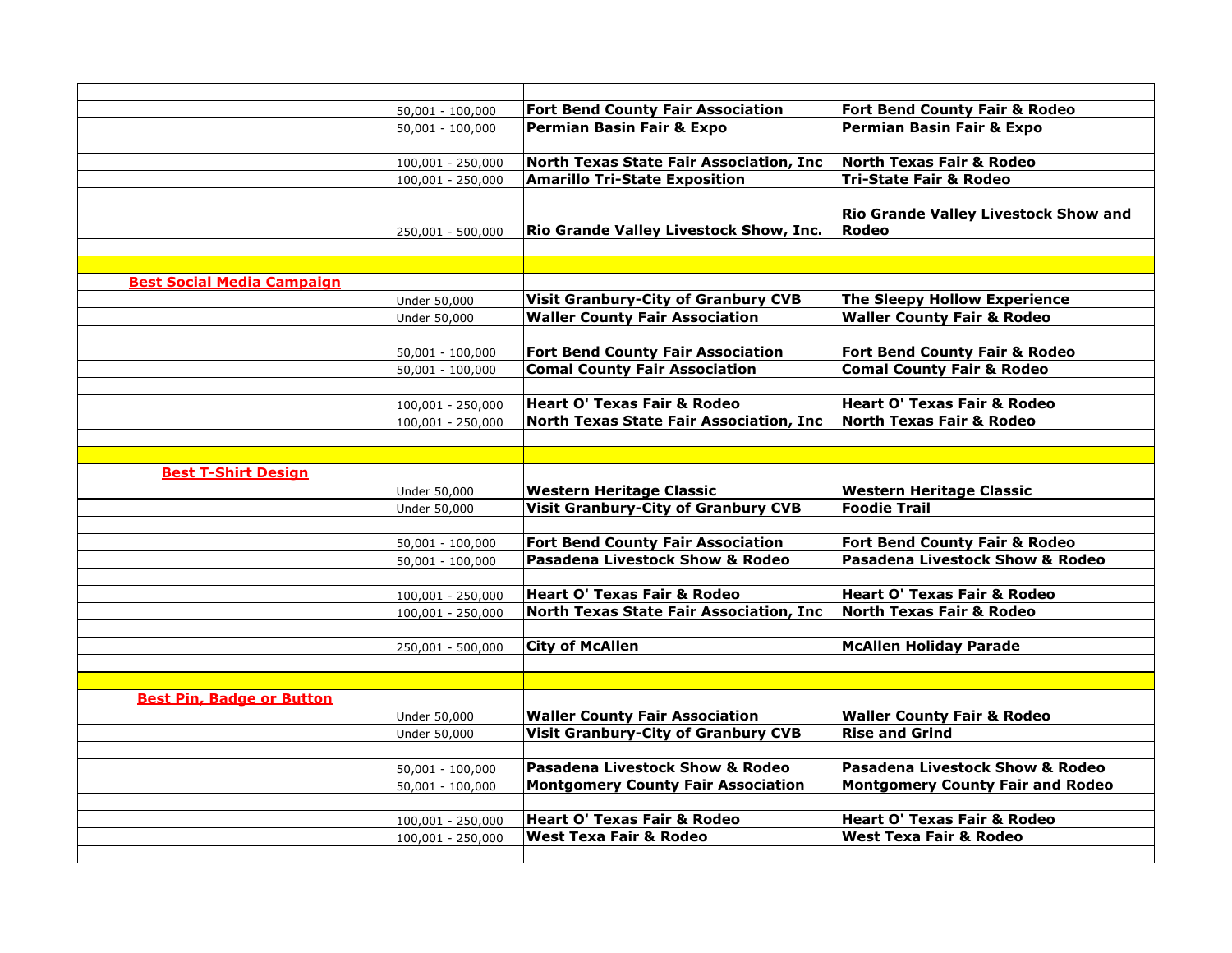| | | | |
|---|---|---|---|
| | 50,001 - 100,000 | **Fort Bend County Fair Association** | **Fort Bend County Fair & Rodeo** |
| | 50,001 - 100,000 | **Permian Basin Fair & Expo** | **Permian Basin Fair & Expo** |
| | | | |
| | 100,001 - 250,000 | **North Texas State Fair Association, Inc** | **North Texas Fair & Rodeo** |
| | 100,001 - 250,000 | **Amarillo Tri-State Exposition** | **Tri-State Fair & Rodeo** |
| | | | |
| | 250,001 - 500,000 | **Rio Grande Valley Livestock Show, Inc.** | **Rio Grande Valley Livestock Show and Rodeo** |
| | | | |
| | | | |
| **Best Social Media Campaign** | | | |
| | Under 50,000 | **Visit Granbury-City of Granbury CVB** | **The Sleepy Hollow Experience** |
| | Under 50,000 | **Waller County Fair Association** | **Waller County Fair & Rodeo** |
| | | | |
| | 50,001 - 100,000 | **Fort Bend County Fair Association** | **Fort Bend County Fair & Rodeo** |
| | 50,001 - 100,000 | **Comal County Fair Association** | **Comal County Fair & Rodeo** |
| | | | |
| | 100,001 - 250,000 | **Heart O' Texas Fair & Rodeo** | **Heart O' Texas Fair & Rodeo** |
| | 100,001 - 250,000 | **North Texas State Fair Association, Inc** | **North Texas Fair & Rodeo** |
| | | | |
| | | | |
| **Best T-Shirt Design** | | | |
| | Under 50,000 | **Western Heritage Classic** | **Western Heritage Classic** |
| | Under 50,000 | **Visit Granbury-City of Granbury CVB** | **Foodie Trail** |
| | | | |
| | 50,001 - 100,000 | **Fort Bend County Fair Association** | **Fort Bend County Fair & Rodeo** |
| | 50,001 - 100,000 | **Pasadena Livestock Show & Rodeo** | **Pasadena Livestock Show & Rodeo** |
| | | | |
| | 100,001 - 250,000 | **Heart O' Texas Fair & Rodeo** | **Heart O' Texas Fair & Rodeo** |
| | 100,001 - 250,000 | **North Texas State Fair Association, Inc** | **North Texas Fair & Rodeo** |
| | | | |
| | 250,001 - 500,000 | **City of McAllen** | **McAllen Holiday Parade** |
| | | | |
| | | | |
| **Best Pin, Badge or Button** | | | |
| | Under 50,000 | **Waller County Fair Association** | **Waller County Fair & Rodeo** |
| | Under 50,000 | **Visit Granbury-City of Granbury CVB** | **Rise and Grind** |
| | | | |
| | 50,001 - 100,000 | **Pasadena Livestock Show & Rodeo** | **Pasadena Livestock Show & Rodeo** |
| | 50,001 - 100,000 | **Montgomery County Fair Association** | **Montgomery County Fair and Rodeo** |
| | | | |
| | 100,001 - 250,000 | **Heart O' Texas Fair & Rodeo** | **Heart O' Texas Fair & Rodeo** |
| | 100,001 - 250,000 | **West Texa Fair & Rodeo** | **West Texa Fair & Rodeo** |
| | | | |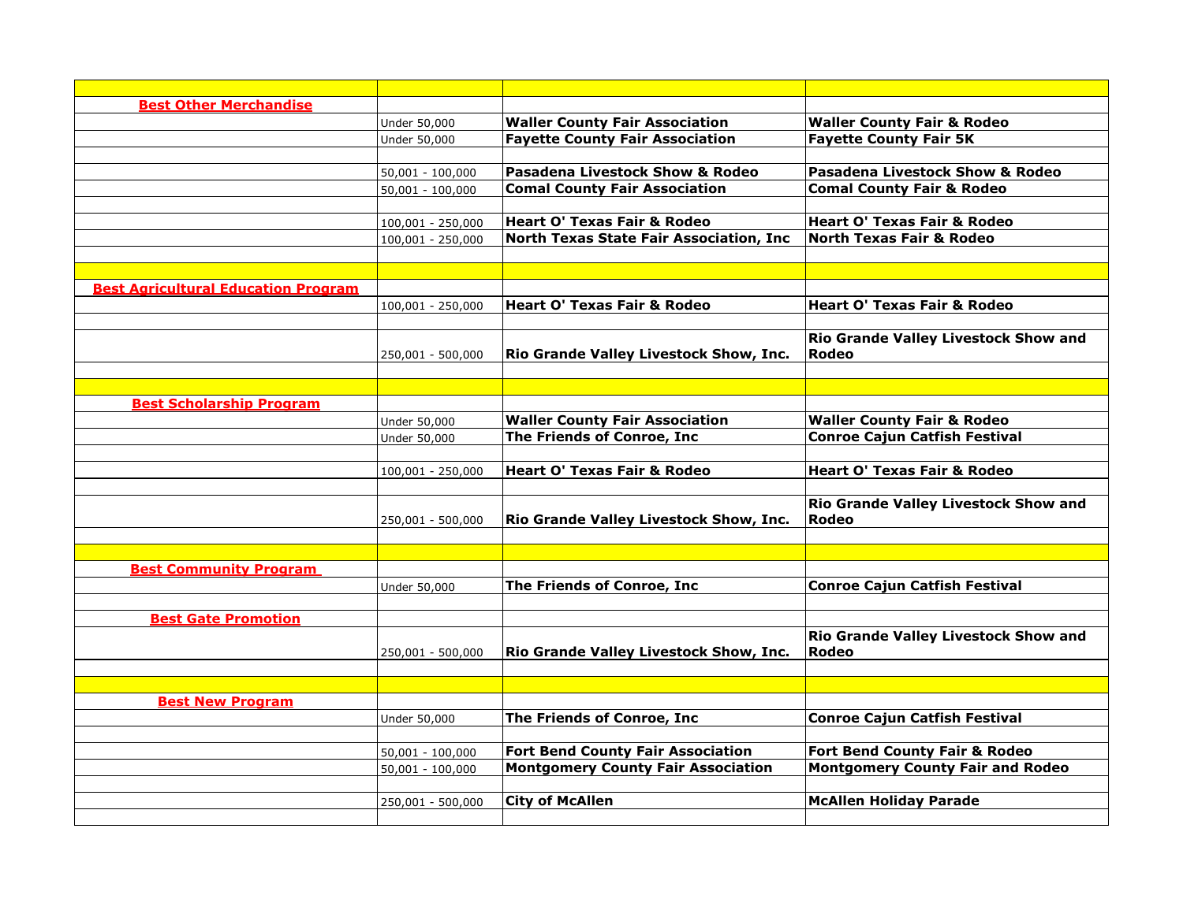| | | | |
|---|---|---|---|
| **Best Other Merchandise** | | | |
| | Under 50,000 | **Waller County Fair Association** | **Waller County Fair & Rodeo** |
| | Under 50,000 | **Fayette County Fair Association** | **Fayette County Fair 5K** |
| | | | |
| | 50,001 - 100,000 | **Pasadena Livestock Show & Rodeo** | **Pasadena Livestock Show & Rodeo** |
| | 50,001 - 100,000 | **Comal County Fair Association** | **Comal County Fair & Rodeo** |
| | | | |
| | 100,001 - 250,000 | **Heart O' Texas Fair & Rodeo** | **Heart O' Texas Fair & Rodeo** |
| | 100,001 - 250,000 | **North Texas State Fair Association, Inc** | **North Texas Fair & Rodeo** |
| | | | |
| | | | |
| **Best Agricultural Education Program** | | | |
| | 100,001 - 250,000 | **Heart O' Texas Fair & Rodeo** | **Heart O' Texas Fair & Rodeo** |
| | | | |
| | 250,001 - 500,000 | **Rio Grande Valley Livestock Show, Inc.** | **Rio Grande Valley Livestock Show and Rodeo** |
| | | | |
| | | | |
| **Best Scholarship Program** | | | |
| | Under 50,000 | **Waller County Fair Association** | **Waller County Fair & Rodeo** |
| | Under 50,000 | **The Friends of Conroe, Inc** | **Conroe Cajun Catfish Festival** |
| | | | |
| | 100,001 - 250,000 | **Heart O' Texas Fair & Rodeo** | **Heart O' Texas Fair & Rodeo** |
| | | | |
| | 250,001 - 500,000 | **Rio Grande Valley Livestock Show, Inc.** | **Rio Grande Valley Livestock Show and Rodeo** |
| | | | |
| | | | |
| **Best Community Program** | | | |
| | Under 50,000 | **The Friends of Conroe, Inc** | **Conroe Cajun Catfish Festival** |
| | | | |
| **Best Gate Promotion** | | | |
| | 250,001 - 500,000 | **Rio Grande Valley Livestock Show, Inc.** | **Rio Grande Valley Livestock Show and Rodeo** |
| | | | |
| | | | |
| **Best New Program** | | | |
| | Under 50,000 | **The Friends of Conroe, Inc** | **Conroe Cajun Catfish Festival** |
| | | | |
| | 50,001 - 100,000 | **Fort Bend County Fair Association** | **Fort Bend County Fair & Rodeo** |
| | 50,001 - 100,000 | **Montgomery County Fair Association** | **Montgomery County Fair and Rodeo** |
| | | | |
| | 250,001 - 500,000 | **City of McAllen** | **McAllen Holiday Parade** |
| | | | |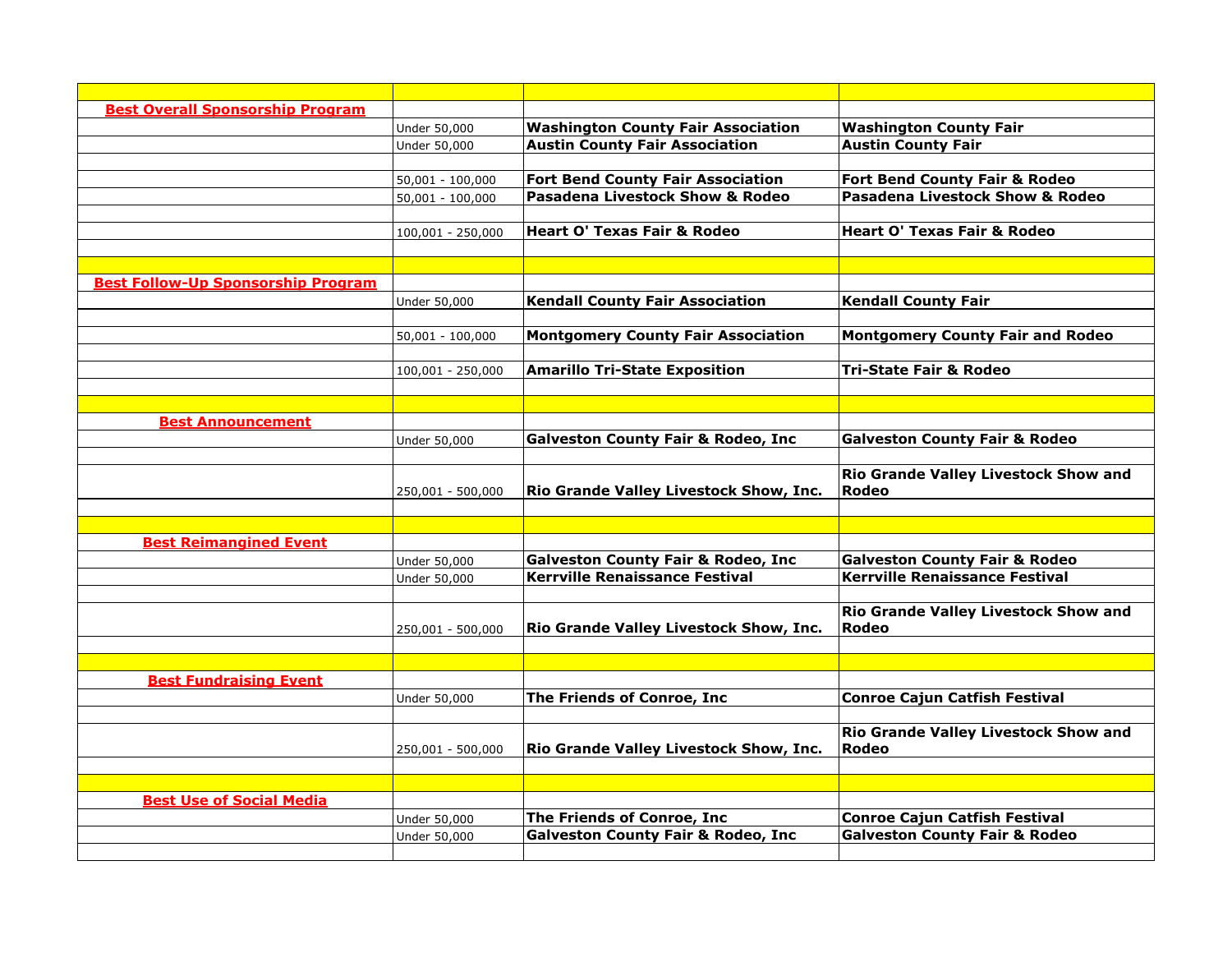| | | | |
|---|---|---|---|
| **Best Overall Sponsorship Program** | | | |
| | Under 50,000 | **Washington County Fair Association** | **Washington County Fair** |
| | Under 50,000 | **Austin County Fair Association** | **Austin County Fair** |
| | | | |
| | 50,001 - 100,000 | **Fort Bend County Fair Association** | **Fort Bend County Fair & Rodeo** |
| | 50,001 - 100,000 | **Pasadena Livestock Show & Rodeo** | **Pasadena Livestock Show & Rodeo** |
| | | | |
| | 100,001 - 250,000 | **Heart O' Texas Fair & Rodeo** | **Heart O' Texas Fair & Rodeo** |
| | | | |
| | | | |
| **Best Follow-Up Sponsorship Program** | | | |
| | Under 50,000 | **Kendall County Fair Association** | **Kendall County Fair** |
| | | | |
| | 50,001 - 100,000 | **Montgomery County Fair Association** | **Montgomery County Fair and Rodeo** |
| | | | |
| | 100,001 - 250,000 | **Amarillo Tri-State Exposition** | **Tri-State Fair & Rodeo** |
| | | | |
| | | | |
| **Best Announcement** | | | |
| | Under 50,000 | **Galveston County Fair & Rodeo, Inc** | **Galveston County Fair & Rodeo** |
| | | | |
| | 250,001 - 500,000 | **Rio Grande Valley Livestock Show, Inc.** | **Rio Grande Valley Livestock Show and Rodeo** |
| | | | |
| | | | |
| **Best Reimangined Event** | | | |
| | Under 50,000 | **Galveston County Fair & Rodeo, Inc** | **Galveston County Fair & Rodeo** |
| | Under 50,000 | **Kerrville Renaissance Festival** | **Kerrville Renaissance Festival** |
| | | | |
| | 250,001 - 500,000 | **Rio Grande Valley Livestock Show, Inc.** | **Rio Grande Valley Livestock Show and Rodeo** |
| | | | |
| | | | |
| **Best Fundraising Event** | | | |
| | Under 50,000 | **The Friends of Conroe, Inc** | **Conroe Cajun Catfish Festival** |
| | | | |
| | 250,001 - 500,000 | **Rio Grande Valley Livestock Show, Inc.** | **Rio Grande Valley Livestock Show and Rodeo** |
| | | | |
| | | | |
| **Best Use of Social Media** | | | |
| | Under 50,000 | **The Friends of Conroe, Inc** | **Conroe Cajun Catfish Festival** |
| | Under 50,000 | **Galveston County Fair & Rodeo, Inc** | **Galveston County Fair & Rodeo** |
| | | | |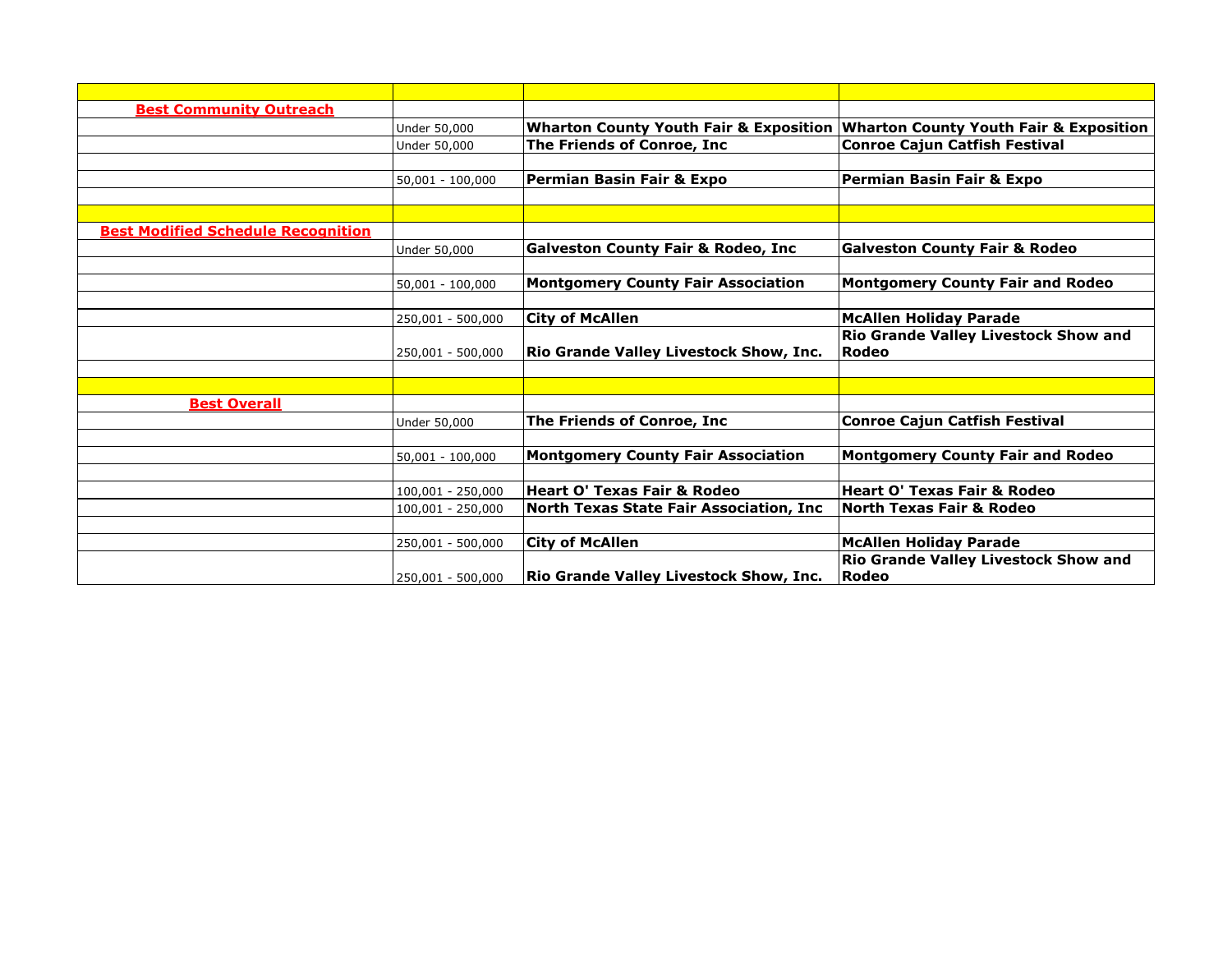| | | | |
|---|---|---|---|
| | | | |
| **Best Community Outreach** | | | |
| | Under 50,000 | **Wharton County Youth Fair & Exposition** | **Wharton County Youth Fair & Exposition** |
| | Under 50,000 | **The Friends of Conroe, Inc** | **Conroe Cajun Catfish Festival** |
| | | | |
| | 50,001 - 100,000 | **Permian Basin Fair & Expo** | **Permian Basin Fair & Expo** |
| | | | |
| | | | |
| **Best Modified Schedule Recognition** | | | |
| | Under 50,000 | **Galveston County Fair & Rodeo, Inc** | **Galveston County Fair & Rodeo** |
| | | | |
| | 50,001 - 100,000 | **Montgomery County Fair Association** | **Montgomery County Fair and Rodeo** |
| | | | |
| | 250,001 - 500,000 | **City of McAllen** | **McAllen Holiday Parade** |
| | 250,001 - 500,000 | **Rio Grande Valley Livestock Show, Inc.** | **Rio Grande Valley Livestock Show and Rodeo** |
| | | | |
| | | | |
| **Best Overall** | | | |
| | Under 50,000 | **The Friends of Conroe, Inc** | **Conroe Cajun Catfish Festival** |
| | | | |
| | 50,001 - 100,000 | **Montgomery County Fair Association** | **Montgomery County Fair and Rodeo** |
| | | | |
| | 100,001 - 250,000 | **Heart O' Texas Fair & Rodeo** | **Heart O' Texas Fair & Rodeo** |
| | 100,001 - 250,000 | **North Texas State Fair Association, Inc** | **North Texas Fair & Rodeo** |
| | | | |
| | 250,001 - 500,000 | **City of McAllen** | **McAllen Holiday Parade** |
| | 250,001 - 500,000 | **Rio Grande Valley Livestock Show, Inc.** | **Rio Grande Valley Livestock Show and Rodeo** |